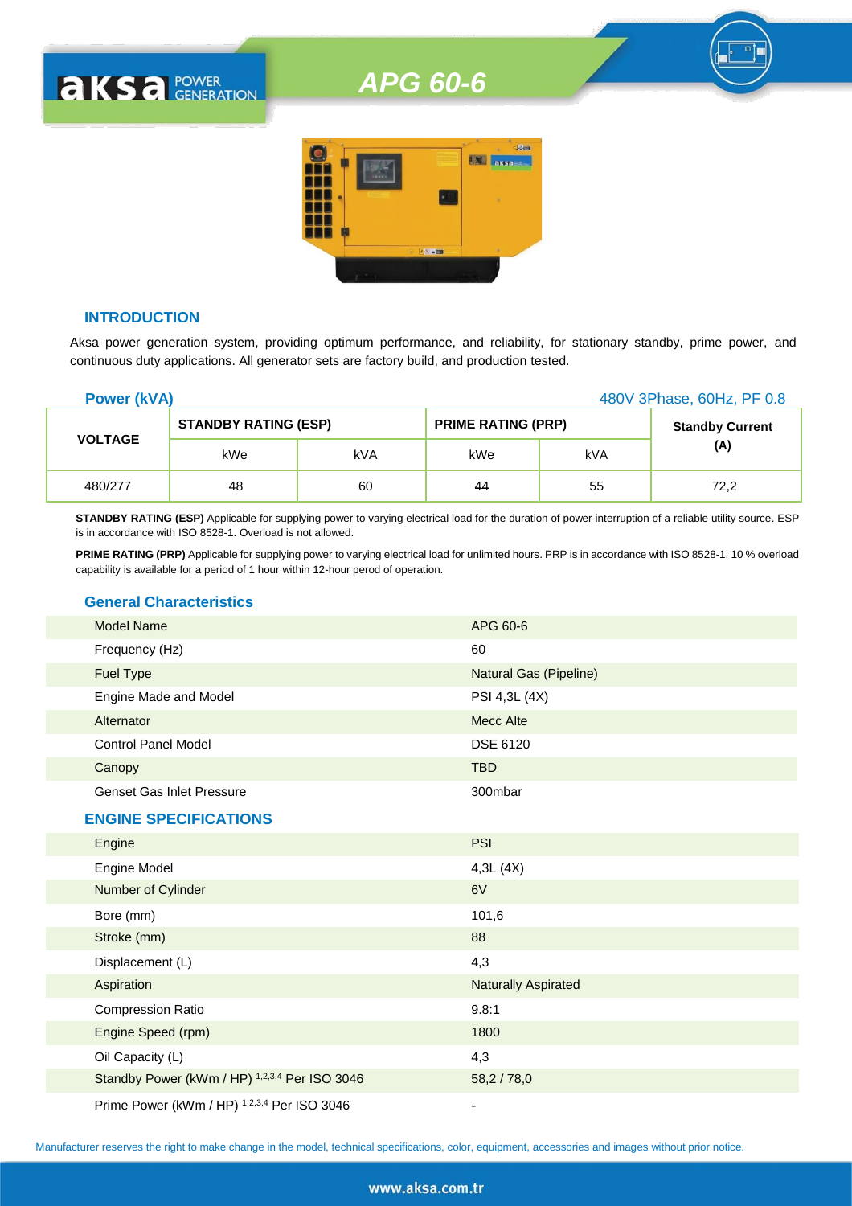# APG 60-6

## INTRODUCTION

Aksa power generation system, providing optimum performance, and reliability, for stationary standby, prime power, and continuous duty applications. All generator sets are factory build, and production tested.

**Power (kVA)** 480V 3Phase, 60Hz, PF 0.8

| VOLTAGE | STANDBY RATING (ESP) | | PRIME RATING (PRP) | | Standby Current (A) |
|---|---|---|---|---|---|
| | kWe | kVA | kWe | kVA | |
| 480/277 | 48 | 60 | 44 | 55 | 72,2 |

**STANDBY RATING (ESP)** Applicable for supplying power to varying electrical load for the duration of power interruption of a reliable utility source. ESP is in accordance with ISO 8528-1. Overload is not allowed.

**PRIME RATING (PRP)** Applicable for supplying power to varying electrical load for unlimited hours. PRP is in accordance with ISO 8528-1. 10 % overload capability is available for a period of 1 hour within 12-hour perod of operation.

## General Characteristics

| | |
|---|---|
| Model Name | APG 60-6 |
| Frequency (Hz) | 60 |
| Fuel Type | Natural Gas (Pipeline) |
| Engine Made and Model | PSI 4,3L (4X) |
| Alternator | Mecc Alte |
| Control Panel Model | DSE 6120 |
| Canopy | TBD |
| Genset Gas Inlet Pressure | 300mbar |

## ENGINE SPECIFICATIONS

| | |
|---|---|
| Engine | PSI |
| Engine Model | 4,3L (4X) |
| Number of Cylinder | 6V |
| Bore (mm) | 101,6 |
| Stroke (mm) | 88 |
| Displacement (L) | 4,3 |
| Aspiration | Naturally Aspirated |
| Compression Ratio | 9.8:1 |
| Engine Speed (rpm) | 1800 |
| Oil Capacity (L) | 4,3 |
| Standby Power (kWm / HP) [1,2,3,4] Per ISO 3046 | 58,2 / 78,0 |
| Prime Power (kWm / HP) [1,2,3,4] Per ISO 3046 | - |

Manufacturer reserves the right to make change in the model, technical specifications, color, equipment, accessories and images without prior notice.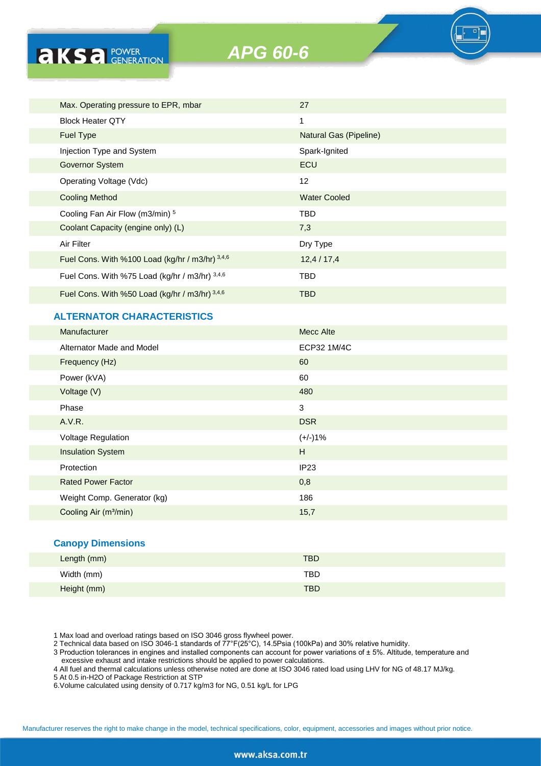# APG 60-6

| | |
|---|---|
| Max. Operating pressure to EPR, mbar | 27 |
| Block Heater QTY | 1 |
| Fuel Type | Natural Gas (Pipeline) |
| Injection Type and System | Spark-Ignited |
| Governor System | ECU |
| Operating Voltage (Vdc) | 12 |
| Cooling Method | Water Cooled |
| Cooling Fan Air Flow (m3/min) [5] | TBD |
| Coolant Capacity (engine only) (L) | 7,3 |
| Air Filter | Dry Type |
| Fuel Cons. With %100 Load (kg/hr / m3/hr) [3,4,6] | 12,4 / 17,4 |
| Fuel Cons. With %75 Load (kg/hr / m3/hr) [3,4,6] | TBD |
| Fuel Cons. With %50 Load (kg/hr / m3/hr) [3,4,6] | TBD |

## ALTERNATOR CHARACTERISTICS

| | |
|---|---|
| Manufacturer | Mecc Alte |
| Alternator Made and Model | ECP32 1M/4C |
| Frequency (Hz) | 60 |
| Power (kVA) | 60 |
| Voltage (V) | 480 |
| Phase | 3 |
| A.V.R. | DSR |
| Voltage Regulation | (+/-)1% |
| Insulation System | H |
| Protection | IP23 |
| Rated Power Factor | 0,8 |
| Weight Comp. Generator (kg) | 186 |
| Cooling Air (m³/min) | 15,7 |

## Canopy Dimensions

| | |
|---|---|
| Length (mm) | TBD |
| Width (mm) | TBD |
| Height (mm) | TBD |

1 Max load and overload ratings based on ISO 3046 gross flywheel power.
2 Technical data based on ISO 3046-1 standards of 77°F(25°C), 14.5Psia (100kPa) and 30% relative humidity.
3 Production tolerances in engines and installed components can account for power variations of ± 5%. Altitude, temperature and excessive exhaust and intake restrictions should be applied to power calculations.
4 All fuel and thermal calculations unless otherwise noted are done at ISO 3046 rated load using LHV for NG of 48.17 MJ/kg.
5 At 0.5 in-H2O of Package Restriction at STP
6.Volume calculated using density of 0.717 kg/m3 for NG, 0.51 kg/L for LPG

Manufacturer reserves the right to make change in the model, technical specifications, color, equipment, accessories and images without prior notice.

www.aksa.com.tr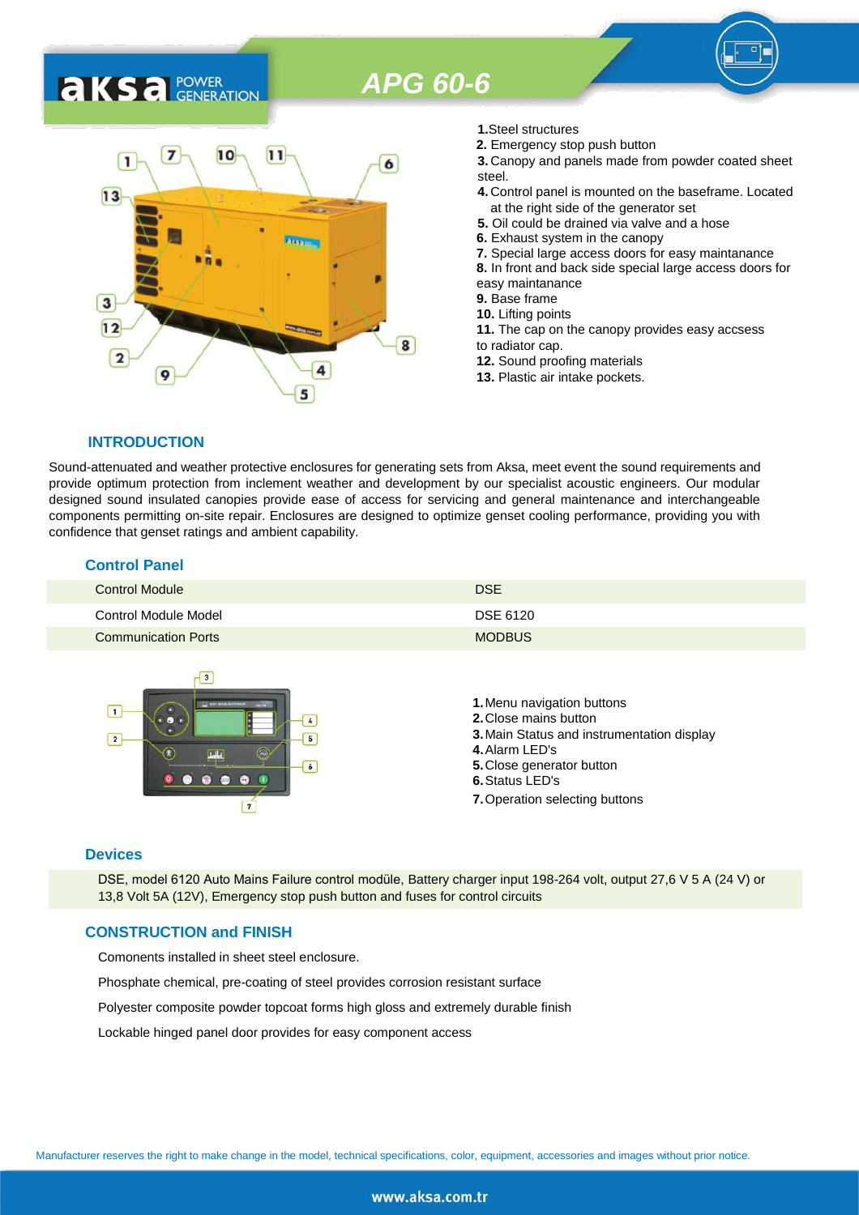# APG 60-6

1. Steel structures
2. Emergency stop push button
3. Canopy and panels made from powder coated sheet steel.
4. Control panel is mounted on the baseframe. Located at the right side of the generator set
5. Oil could be drained via valve and a hose
6. Exhaust system in the canopy
7. Special large access doors for easy maintanance
8. In front and back side special large access doors for easy maintanance
9. Base frame
10. Lifting points
11. The cap on the canopy provides easy accsess to radiator cap.
12. Sound proofing materials
13. Plastic air intake pockets.

## INTRODUCTION

Sound-attenuated and weather protective enclosures for generating sets from Aksa, meet event the sound requirements and provide optimum protection from inclement weather and development by our specialist acoustic engineers. Our modular designed sound insulated canopies provide ease of access for servicing and general maintenance and interchangeable components permitting on-site repair. Enclosures are designed to optimize genset cooling performance, providing you with confidence that genset ratings and ambient capability.

## Control Panel

| | |
|---|---|
| Control Module | DSE |
| Control Module Model | DSE 6120 |
| Communication Ports | MODBUS |

1. Menu navigation buttons
2. Close mains button
3. Main Status and instrumentation display
4. Alarm LED's
5. Close generator button
6. Status LED's
7. Operation selecting buttons

## Devices

DSE, model 6120 Auto Mains Failure control modüle, Battery charger input 198-264 volt, output 27,6 V 5 A (24 V) or 13,8 Volt 5A (12V), Emergency stop push button and fuses for control circuits

## CONSTRUCTION and FINISH

Comonents installed in sheet steel enclosure.

Phosphate chemical, pre-coating of steel provides corrosion resistant surface

Polyester composite powder topcoat forms high gloss and extremely durable finish

Lockable hinged panel door provides for easy component access

Manufacturer reserves the right to make change in the model, technical specifications, color, equipment, accessories and images without prior notice.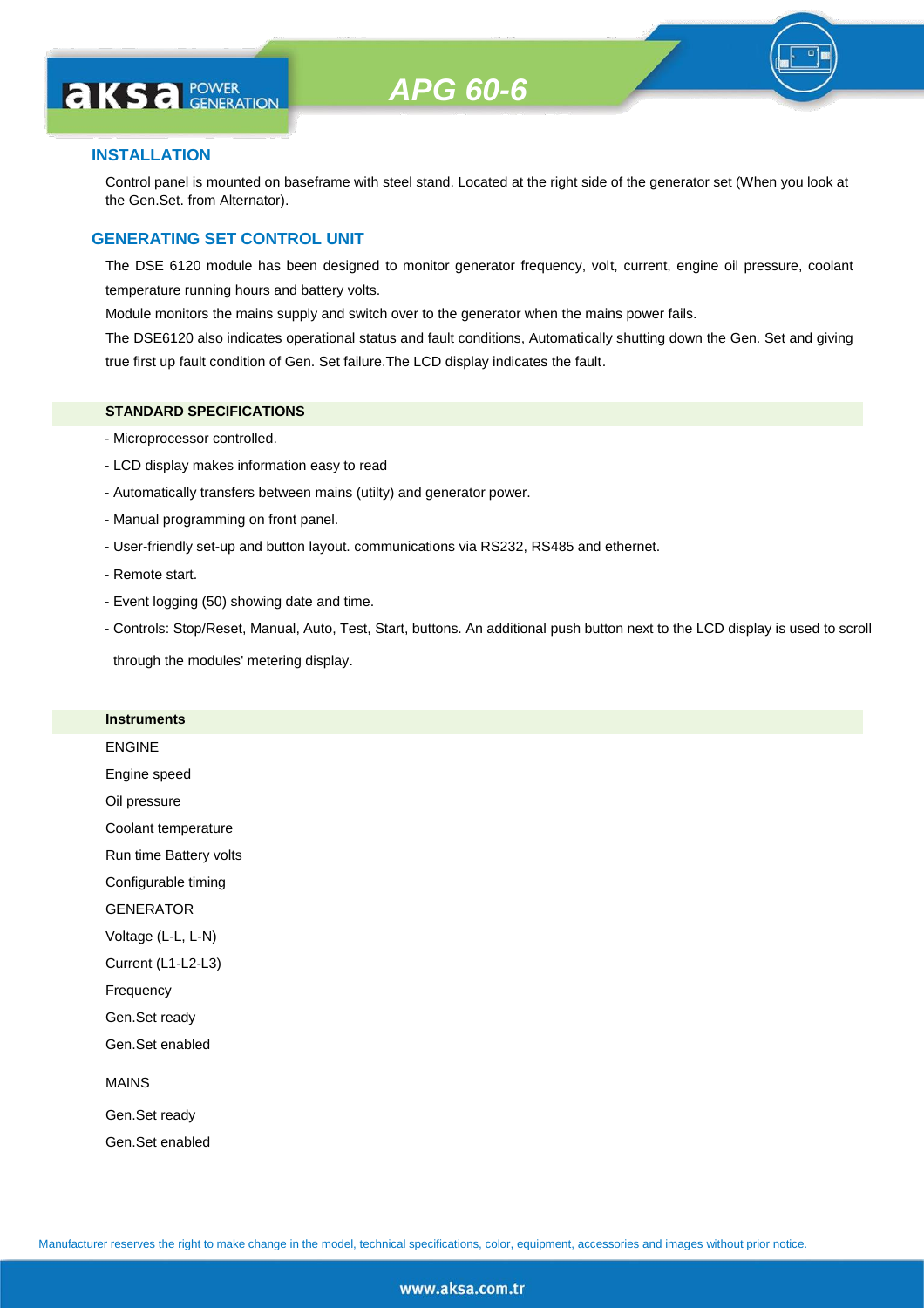## INSTALLATION

Control panel is mounted on baseframe with steel stand. Located at the right side of the generator set (When you look at the Gen.Set. from Alternator).

## GENERATING SET CONTROL UNIT

The DSE 6120 module has been designed to monitor generator frequency, volt, current, engine oil pressure, coolant temperature running hours and battery volts.

Module monitors the mains supply and switch over to the generator when the mains power fails.

The DSE6120 also indicates operational status and fault conditions, Automatically shutting down the Gen. Set and giving true first up fault condition of Gen. Set failure.The LCD display indicates the fault.

### STANDARD SPECIFICATIONS

- Microprocessor controlled.
- LCD display makes information easy to read
- Automatically transfers between mains (utilty) and generator power.
- Manual programming on front panel.
- User-friendly set-up and button layout. communications via RS232, RS485 and ethernet.
- Remote start.
- Event logging (50) showing date and time.
- Controls: Stop/Reset, Manual, Auto, Test, Start, buttons. An additional push button next to the LCD display is used to scroll through the modules' metering display.

### Instruments

ENGINE

Engine speed

Oil pressure

Coolant temperature

Run time Battery volts

Configurable timing

GENERATOR

Voltage (L-L, L-N)

Current (L1-L2-L3)

Frequency

Gen.Set ready

Gen.Set enabled

MAINS

Gen.Set ready

Gen.Set enabled

Manufacturer reserves the right to make change in the model, technical specifications, color, equipment, accessories and images without prior notice.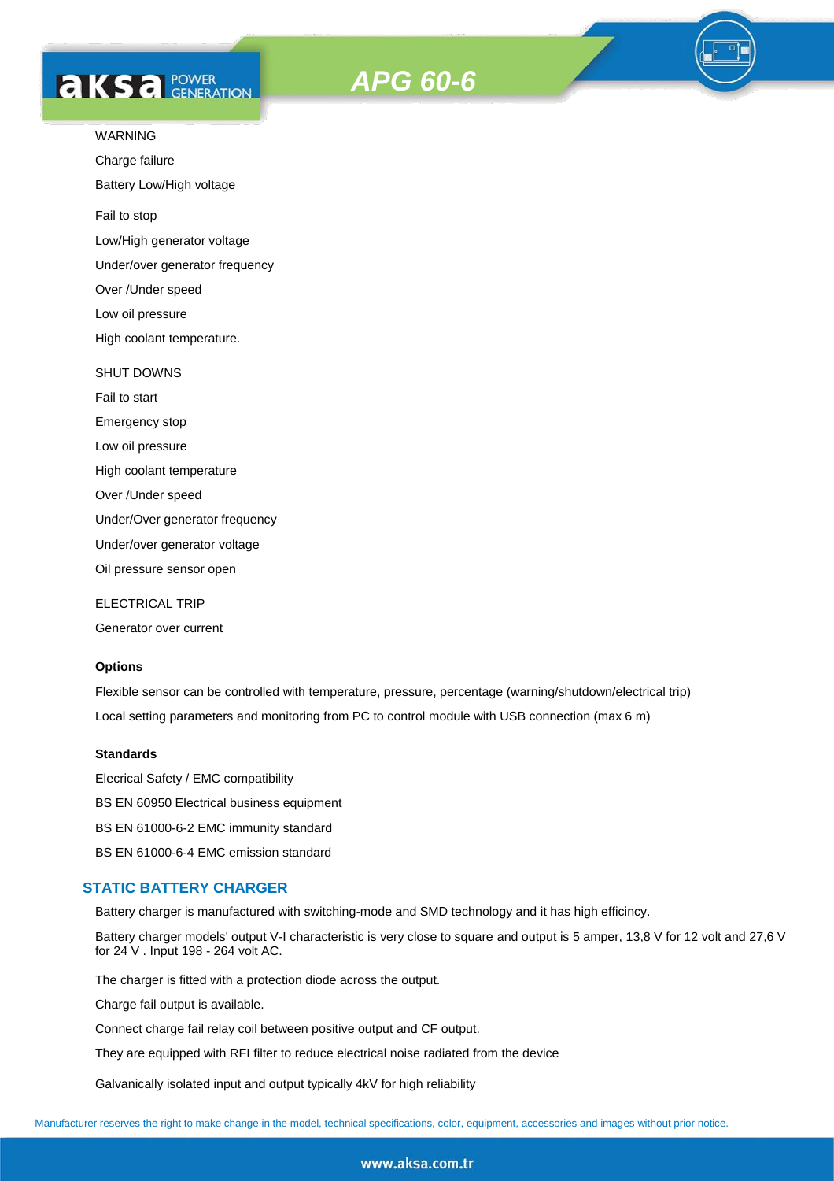WARNING

Charge failure

Battery Low/High voltage

Fail to stop

Low/High generator voltage

Under/over generator frequency

Over /Under speed

Low oil pressure

High coolant temperature.

SHUT DOWNS

Fail to start

Emergency stop

Low oil pressure

High coolant temperature

Over /Under speed

Under/Over generator frequency

Under/over generator voltage

Oil pressure sensor open

ELECTRICAL TRIP

Generator over current

**Options**

Flexible sensor can be controlled with temperature, pressure, percentage (warning/shutdown/electrical trip)

Local setting parameters and monitoring from PC to control module with USB connection (max 6 m)

**Standards**

Electrical Safety / EMC compatibility

BS EN 60950 Electrical business equipment

BS EN 61000-6-2 EMC immunity standard

BS EN 61000-6-4 EMC emission standard

## STATIC BATTERY CHARGER

Battery charger is manufactured with switching-mode and SMD technology and it has high efficincy.

Battery charger models' output V-I characteristic is very close to square and output is 5 amper, 13,8 V for 12 volt and 27,6 V for 24 V . Input 198 - 264 volt AC.

The charger is fitted with a protection diode across the output.

Charge fail output is available.

Connect charge fail relay coil between positive output and CF output.

They are equipped with RFI filter to reduce electrical noise radiated from the device

Galvanically isolated input and output typically 4kV for high reliability

Manufacturer reserves the right to make change in the model, technical specifications, color, equipment, accessories and images without prior notice.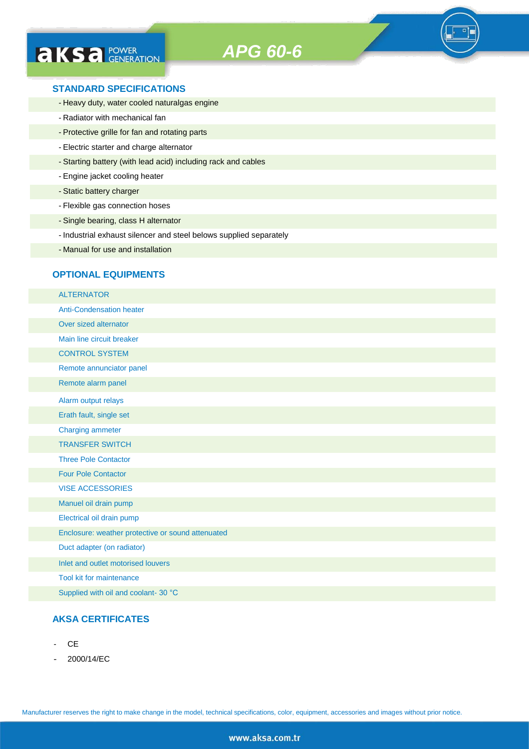# APG 60-6

## STANDARD SPECIFICATIONS

- Heavy duty, water cooled naturalgas engine
- Radiator with mechanical fan
- Protective grille for fan and rotating parts
- Electric starter and charge alternator
- Starting battery (with lead acid) including rack and cables
- Engine jacket cooling heater
- Static battery charger
- Flexible gas connection hoses
- Single bearing, class H alternator
- Industrial exhaust silencer and steel belows supplied separately
- Manual for use and installation

## OPTIONAL EQUIPMENTS

ALTERNATOR

Anti-Condensation heater

Over sized alternator

Main line circuit breaker

CONTROL SYSTEM

Remote annunciator panel

Remote alarm panel

Alarm output relays

Erath fault, single set

Charging ammeter

TRANSFER SWITCH

Three Pole Contactor

Four Pole Contactor

VISE ACCESSORIES

Manuel oil drain pump

Electrical oil drain pump

Enclosure: weather protective or sound attenuated

Duct adapter (on radiator)

Inlet and outlet motorised louvers

Tool kit for maintenance

Supplied with oil and coolant- 30 °C

## AKSA CERTIFICATES

- CE
- 2000/14/EC

Manufacturer reserves the right to make change in the model, technical specifications, color, equipment, accessories and images without prior notice.

www.aksa.com.tr